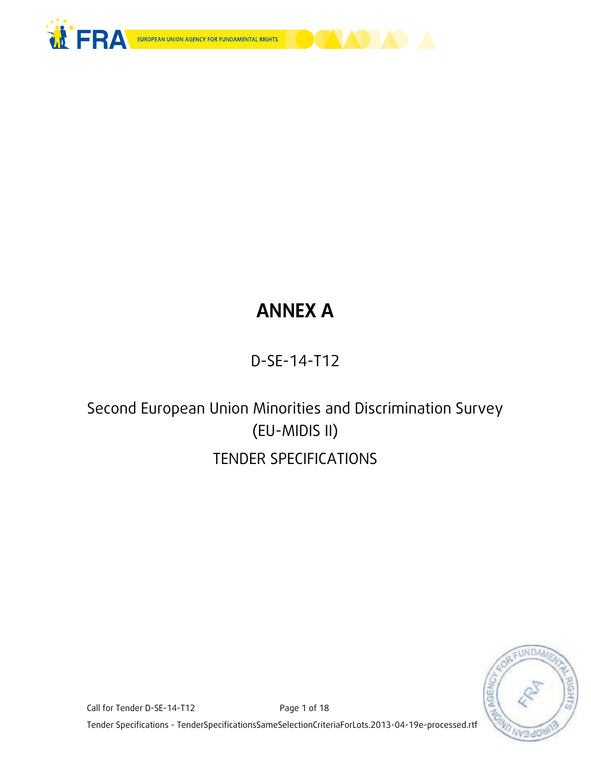# ANNEX A

D-SE-14-T12

Second European Union Minorities and Discrimination Survey (EU-MIDIS II)

TENDER SPECIFICATIONS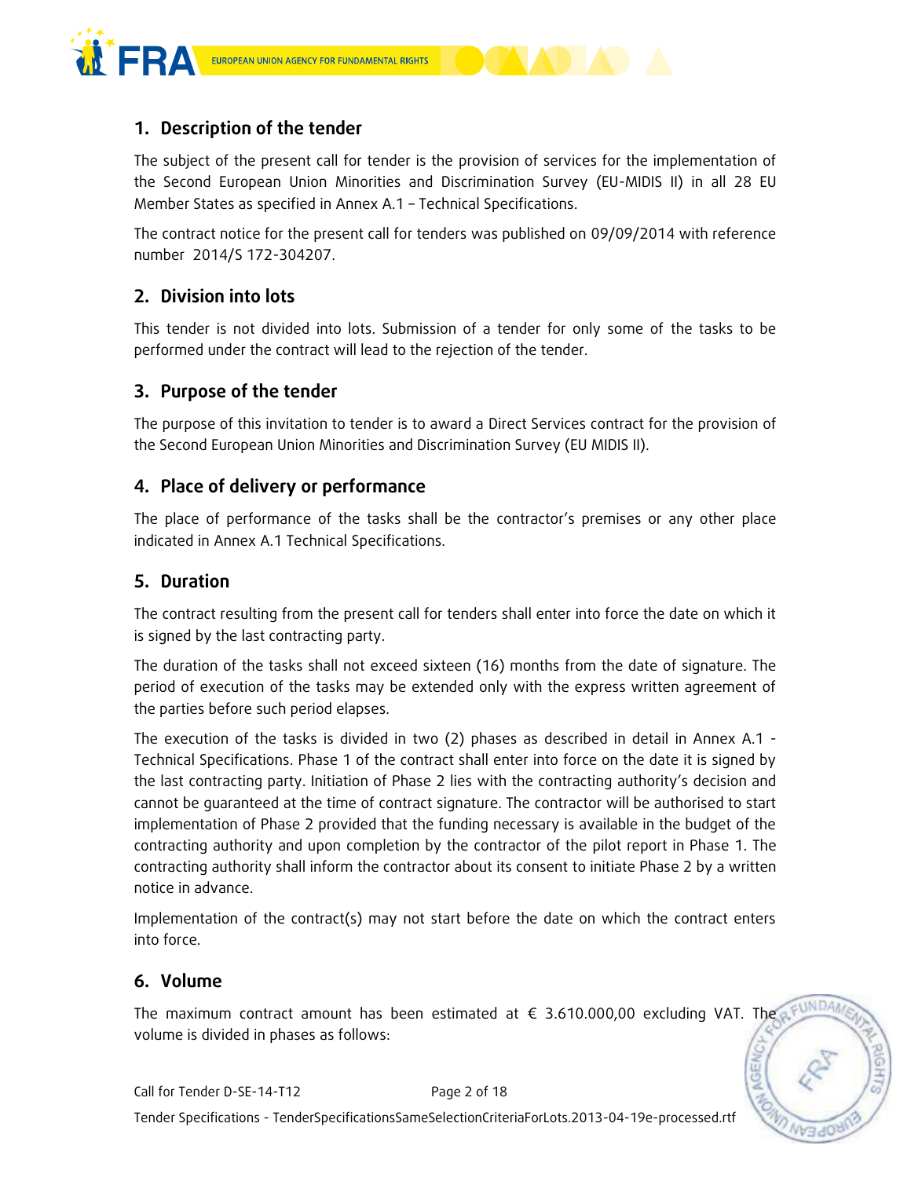## 1. Description of the tender

The subject of the present call for tender is the provision of services for the implementation of the Second European Union Minorities and Discrimination Survey (EU-MIDIS II) in all 28 EU Member States as specified in Annex A.1 – Technical Specifications.

The contract notice for the present call for tenders was published on 09/09/2014 with reference number 2014/S 172-304207.

## 2. Division into lots

This tender is not divided into lots. Submission of a tender for only some of the tasks to be performed under the contract will lead to the rejection of the tender.

## 3. Purpose of the tender

The purpose of this invitation to tender is to award a Direct Services contract for the provision of the Second European Union Minorities and Discrimination Survey (EU MIDIS II).

## 4. Place of delivery or performance

The place of performance of the tasks shall be the contractor's premises or any other place indicated in Annex A.1 Technical Specifications.

## 5. Duration

The contract resulting from the present call for tenders shall enter into force the date on which it is signed by the last contracting party.

The duration of the tasks shall not exceed sixteen (16) months from the date of signature. The period of execution of the tasks may be extended only with the express written agreement of the parties before such period elapses.

The execution of the tasks is divided in two (2) phases as described in detail in Annex A.1 - Technical Specifications. Phase 1 of the contract shall enter into force on the date it is signed by the last contracting party. Initiation of Phase 2 lies with the contracting authority's decision and cannot be guaranteed at the time of contract signature. The contractor will be authorised to start implementation of Phase 2 provided that the funding necessary is available in the budget of the contracting authority and upon completion by the contractor of the pilot report in Phase 1. The contracting authority shall inform the contractor about its consent to initiate Phase 2 by a written notice in advance.

Implementation of the contract(s) may not start before the date on which the contract enters into force.

## 6. Volume

The maximum contract amount has been estimated at € 3.610.000,00 excluding VAT. The volume is divided in phases as follows: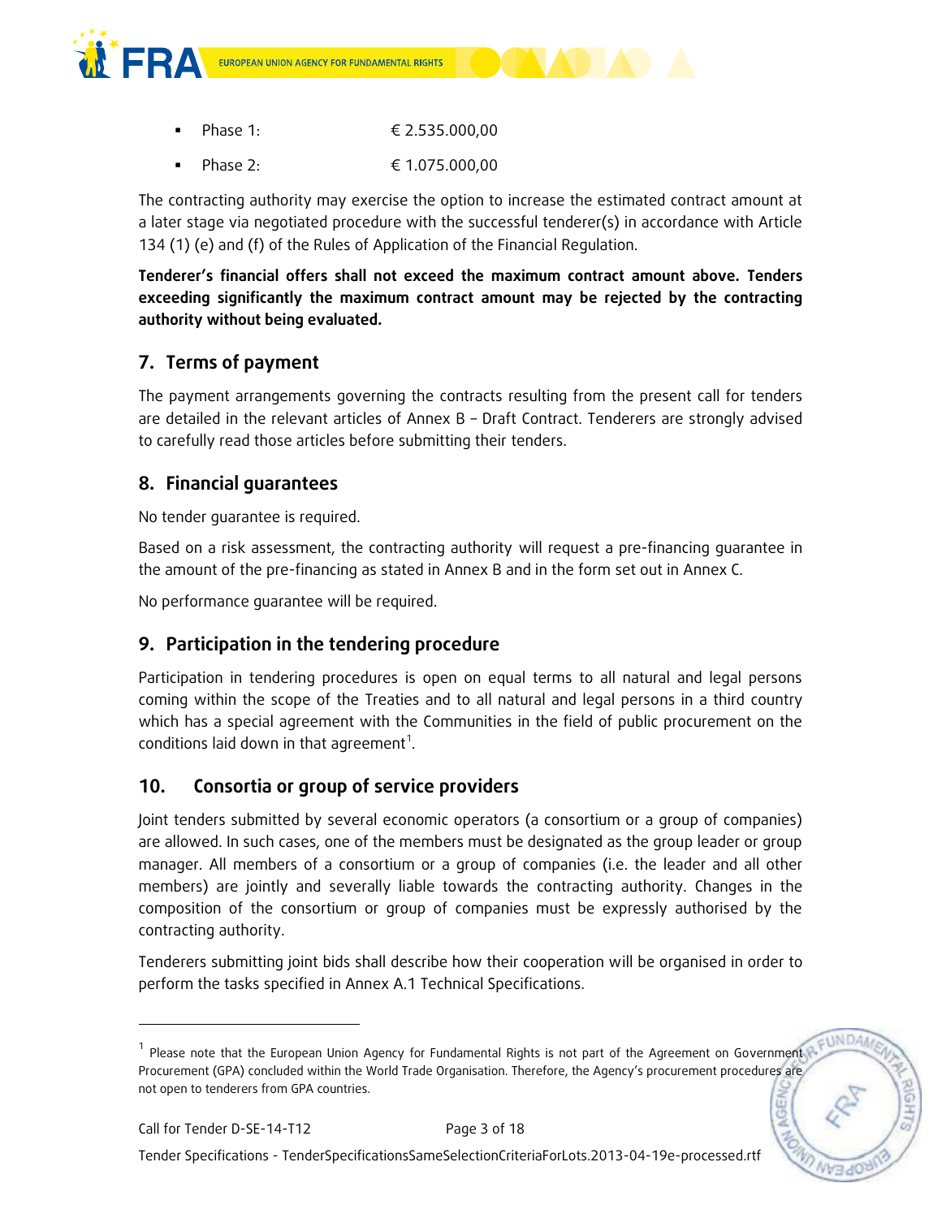- Phase 1: € 2.535.000,00
- Phase 2: € 1.075.000,00

The contracting authority may exercise the option to increase the estimated contract amount at a later stage via negotiated procedure with the successful tenderer(s) in accordance with Article 134 (1) (e) and (f) of the Rules of Application of the Financial Regulation.

**Tenderer's financial offers shall not exceed the maximum contract amount above. Tenders exceeding significantly the maximum contract amount may be rejected by the contracting authority without being evaluated.**

## 7. Terms of payment

The payment arrangements governing the contracts resulting from the present call for tenders are detailed in the relevant articles of Annex B – Draft Contract. Tenderers are strongly advised to carefully read those articles before submitting their tenders.

## 8. Financial guarantees

No tender guarantee is required.

Based on a risk assessment, the contracting authority will request a pre-financing guarantee in the amount of the pre-financing as stated in Annex B and in the form set out in Annex C.

No performance guarantee will be required.

## 9. Participation in the tendering procedure

Participation in tendering procedures is open on equal terms to all natural and legal persons coming within the scope of the Treaties and to all natural and legal persons in a third country which has a special agreement with the Communities in the field of public procurement on the conditions laid down in that agreement[1].

## 10. Consortia or group of service providers

Joint tenders submitted by several economic operators (a consortium or a group of companies) are allowed. In such cases, one of the members must be designated as the group leader or group manager. All members of a consortium or a group of companies (i.e. the leader and all other members) are jointly and severally liable towards the contracting authority. Changes in the composition of the consortium or group of companies must be expressly authorised by the contracting authority.

Tenderers submitting joint bids shall describe how their cooperation will be organised in order to perform the tasks specified in Annex A.1 Technical Specifications.

---

[1] Please note that the European Union Agency for Fundamental Rights is not part of the Agreement on Government Procurement (GPA) concluded within the World Trade Organisation. Therefore, the Agency's procurement procedures are not open to tenderers from GPA countries.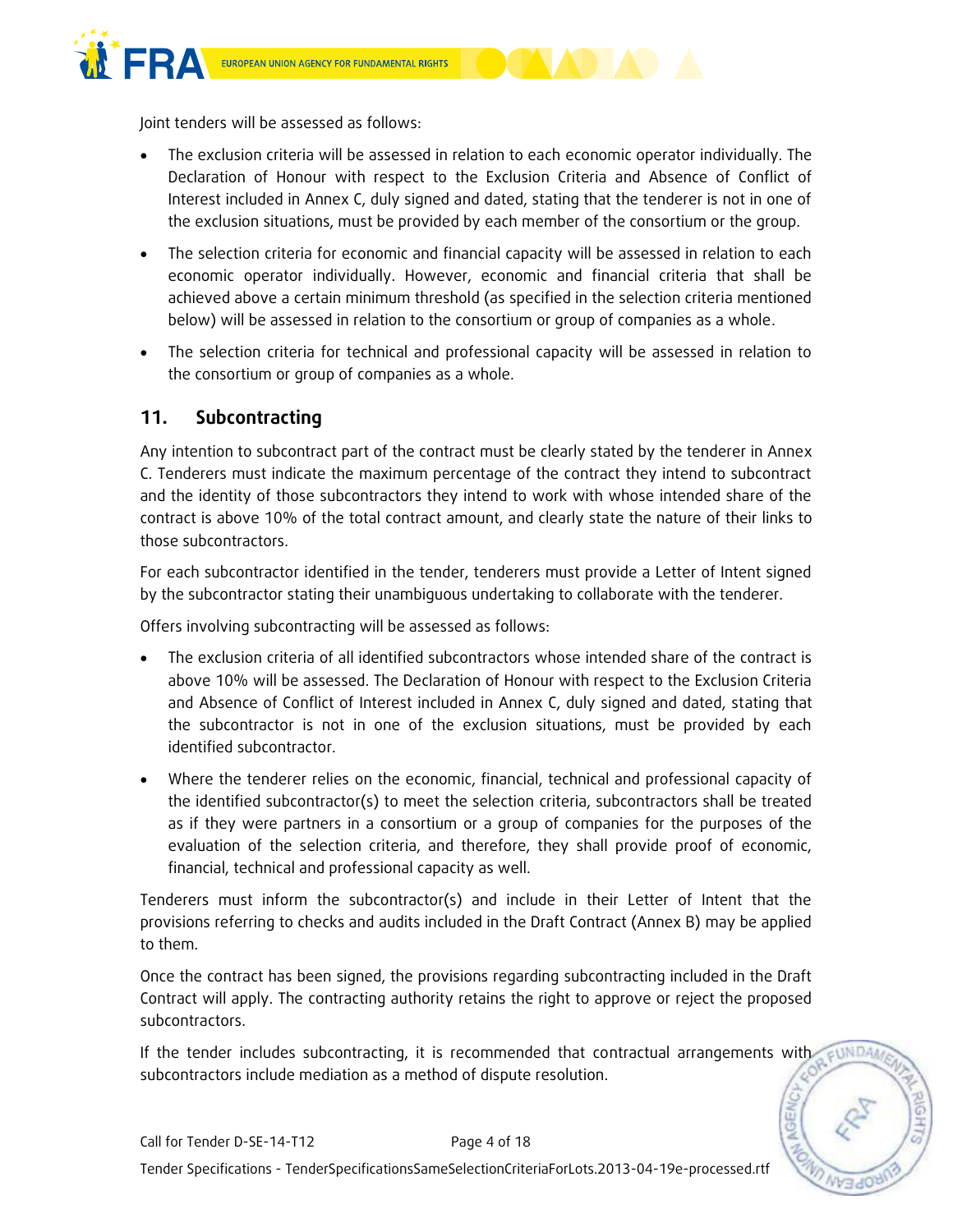Joint tenders will be assessed as follows:

- The exclusion criteria will be assessed in relation to each economic operator individually. The Declaration of Honour with respect to the Exclusion Criteria and Absence of Conflict of Interest included in Annex C, duly signed and dated, stating that the tenderer is not in one of the exclusion situations, must be provided by each member of the consortium or the group.
- The selection criteria for economic and financial capacity will be assessed in relation to each economic operator individually. However, economic and financial criteria that shall be achieved above a certain minimum threshold (as specified in the selection criteria mentioned below) will be assessed in relation to the consortium or group of companies as a whole.
- The selection criteria for technical and professional capacity will be assessed in relation to the consortium or group of companies as a whole.

## 11. Subcontracting

Any intention to subcontract part of the contract must be clearly stated by the tenderer in Annex C. Tenderers must indicate the maximum percentage of the contract they intend to subcontract and the identity of those subcontractors they intend to work with whose intended share of the contract is above 10% of the total contract amount, and clearly state the nature of their links to those subcontractors.

For each subcontractor identified in the tender, tenderers must provide a Letter of Intent signed by the subcontractor stating their unambiguous undertaking to collaborate with the tenderer.

Offers involving subcontracting will be assessed as follows:

- The exclusion criteria of all identified subcontractors whose intended share of the contract is above 10% will be assessed. The Declaration of Honour with respect to the Exclusion Criteria and Absence of Conflict of Interest included in Annex C, duly signed and dated, stating that the subcontractor is not in one of the exclusion situations, must be provided by each identified subcontractor.
- Where the tenderer relies on the economic, financial, technical and professional capacity of the identified subcontractor(s) to meet the selection criteria, subcontractors shall be treated as if they were partners in a consortium or a group of companies for the purposes of the evaluation of the selection criteria, and therefore, they shall provide proof of economic, financial, technical and professional capacity as well.

Tenderers must inform the subcontractor(s) and include in their Letter of Intent that the provisions referring to checks and audits included in the Draft Contract (Annex B) may be applied to them.

Once the contract has been signed, the provisions regarding subcontracting included in the Draft Contract will apply. The contracting authority retains the right to approve or reject the proposed subcontractors.

If the tender includes subcontracting, it is recommended that contractual arrangements with subcontractors include mediation as a method of dispute resolution.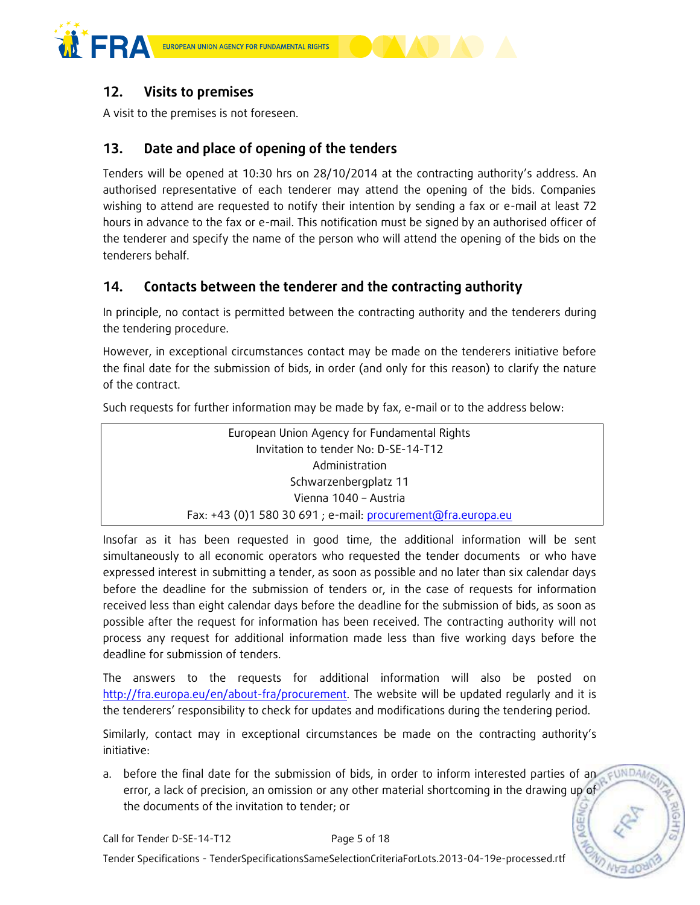## 12. Visits to premises

A visit to the premises is not foreseen.

## 13. Date and place of opening of the tenders

Tenders will be opened at 10:30 hrs on 28/10/2014 at the contracting authority's address. An authorised representative of each tenderer may attend the opening of the bids. Companies wishing to attend are requested to notify their intention by sending a fax or e-mail at least 72 hours in advance to the fax or e-mail. This notification must be signed by an authorised officer of the tenderer and specify the name of the person who will attend the opening of the bids on the tenderers behalf.

## 14. Contacts between the tenderer and the contracting authority

In principle, no contact is permitted between the contracting authority and the tenderers during the tendering procedure.

However, in exceptional circumstances contact may be made on the tenderers initiative before the final date for the submission of bids, in order (and only for this reason) to clarify the nature of the contract.

Such requests for further information may be made by fax, e-mail or to the address below:

| European Union Agency for Fundamental Rights<br>Invitation to tender No: D-SE-14-T12<br>Administration<br>Schwarzenbergplatz 11<br>Vienna 1040 – Austria<br>Fax: +43 (0)1 580 30 691 ; e-mail: procurement@fra.europa.eu |
|---|

Insofar as it has been requested in good time, the additional information will be sent simultaneously to all economic operators who requested the tender documents or who have expressed interest in submitting a tender, as soon as possible and no later than six calendar days before the deadline for the submission of tenders or, in the case of requests for information received less than eight calendar days before the deadline for the submission of bids, as soon as possible after the request for information has been received. The contracting authority will not process any request for additional information made less than five working days before the deadline for submission of tenders.

The answers to the requests for additional information will also be posted on http://fra.europa.eu/en/about-fra/procurement. The website will be updated regularly and it is the tenderers' responsibility to check for updates and modifications during the tendering period.

Similarly, contact may in exceptional circumstances be made on the contracting authority's initiative:

a. before the final date for the submission of bids, in order to inform interested parties of an error, a lack of precision, an omission or any other material shortcoming in the drawing up of the documents of the invitation to tender; or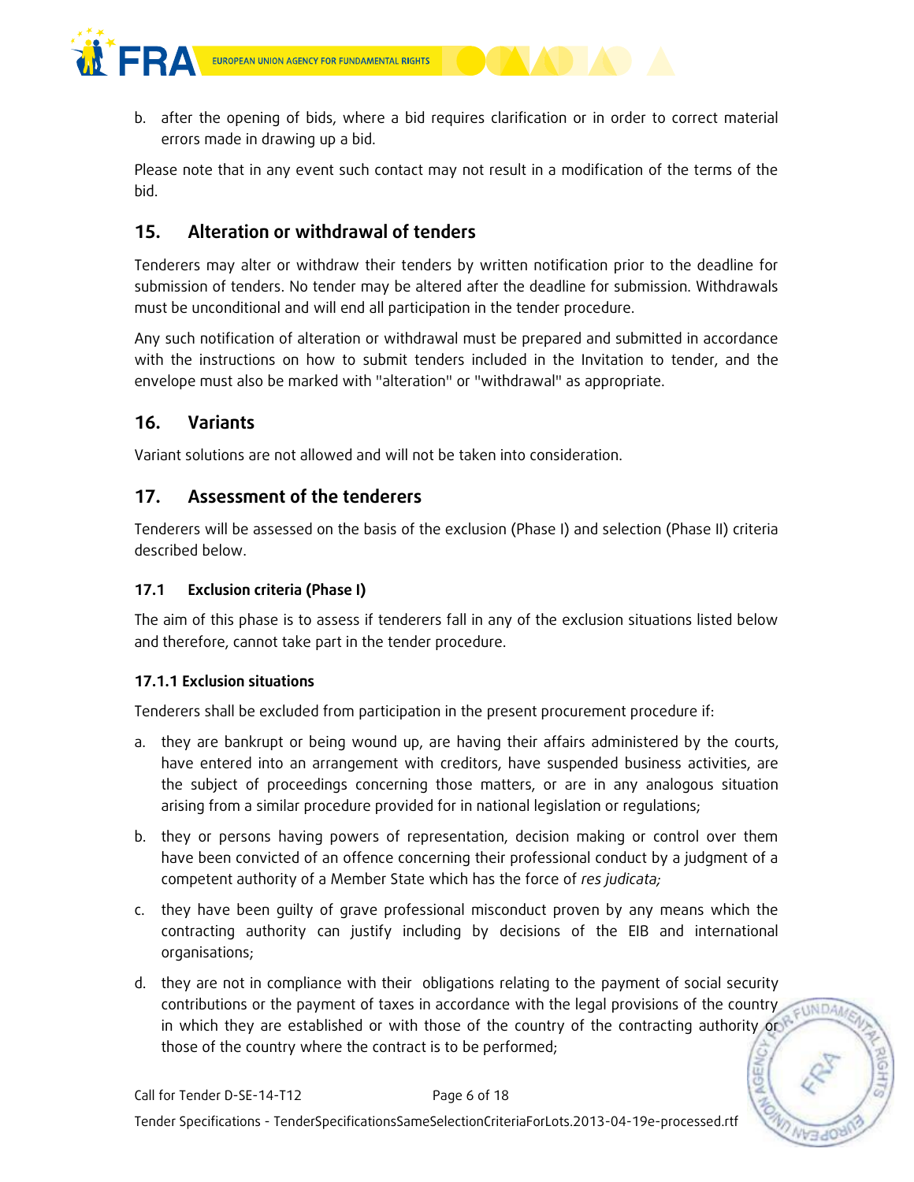b. after the opening of bids, where a bid requires clarification or in order to correct material errors made in drawing up a bid.

Please note that in any event such contact may not result in a modification of the terms of the bid.

## 15. Alteration or withdrawal of tenders

Tenderers may alter or withdraw their tenders by written notification prior to the deadline for submission of tenders. No tender may be altered after the deadline for submission. Withdrawals must be unconditional and will end all participation in the tender procedure.

Any such notification of alteration or withdrawal must be prepared and submitted in accordance with the instructions on how to submit tenders included in the Invitation to tender, and the envelope must also be marked with "alteration" or "withdrawal" as appropriate.

## 16. Variants

Variant solutions are not allowed and will not be taken into consideration.

## 17. Assessment of the tenderers

Tenderers will be assessed on the basis of the exclusion (Phase I) and selection (Phase II) criteria described below.

### 17.1 Exclusion criteria (Phase I)

The aim of this phase is to assess if tenderers fall in any of the exclusion situations listed below and therefore, cannot take part in the tender procedure.

#### 17.1.1 Exclusion situations

Tenderers shall be excluded from participation in the present procurement procedure if:

a. they are bankrupt or being wound up, are having their affairs administered by the courts, have entered into an arrangement with creditors, have suspended business activities, are the subject of proceedings concerning those matters, or are in any analogous situation arising from a similar procedure provided for in national legislation or regulations;

b. they or persons having powers of representation, decision making or control over them have been convicted of an offence concerning their professional conduct by a judgment of a competent authority of a Member State which has the force of *res judicata;*

c. they have been guilty of grave professional misconduct proven by any means which the contracting authority can justify including by decisions of the EIB and international organisations;

d. they are not in compliance with their obligations relating to the payment of social security contributions or the payment of taxes in accordance with the legal provisions of the country in which they are established or with those of the country of the contracting authority or those of the country where the contract is to be performed;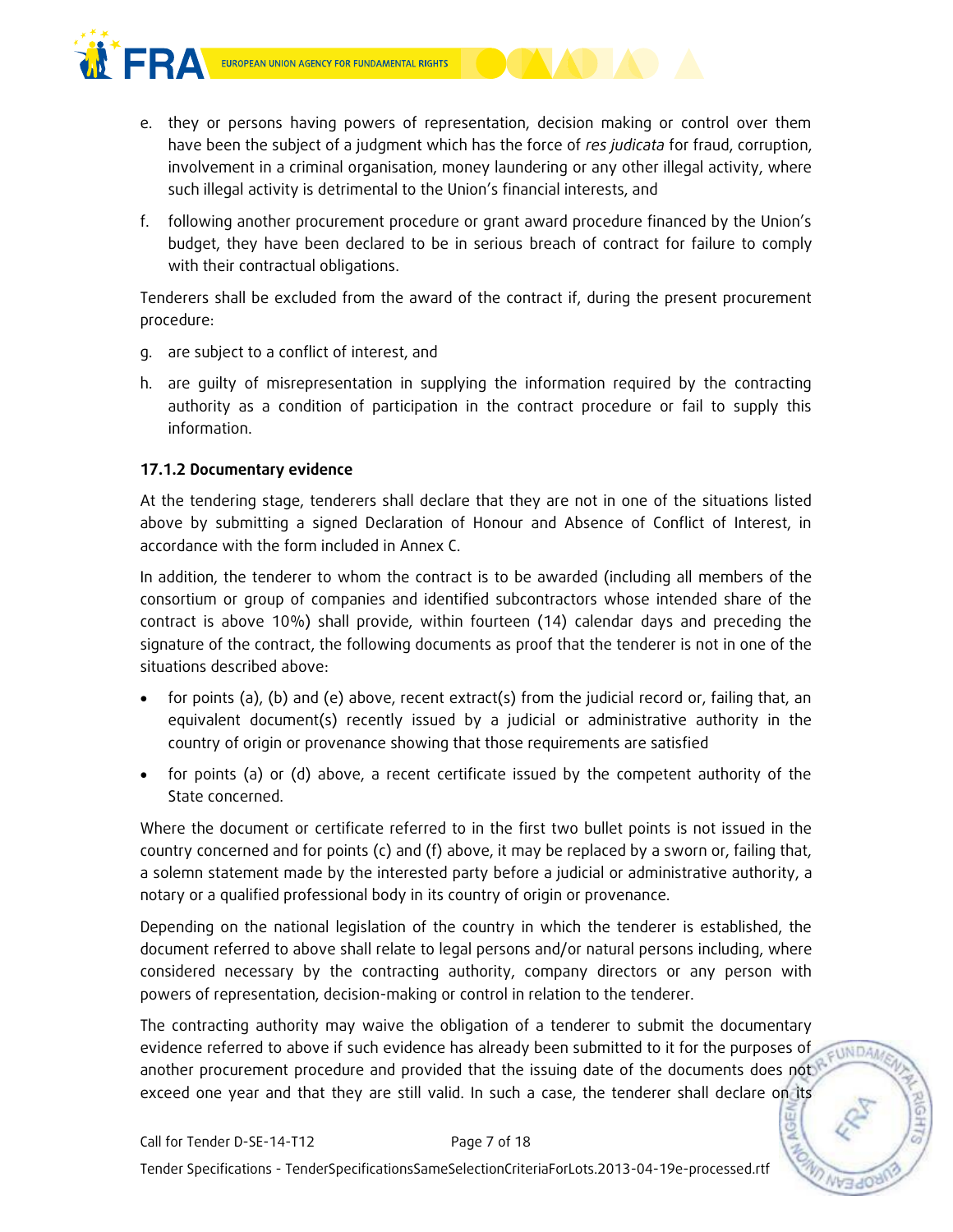e. they or persons having powers of representation, decision making or control over them have been the subject of a judgment which has the force of *res judicata* for fraud, corruption, involvement in a criminal organisation, money laundering or any other illegal activity, where such illegal activity is detrimental to the Union's financial interests, and

f. following another procurement procedure or grant award procedure financed by the Union's budget, they have been declared to be in serious breach of contract for failure to comply with their contractual obligations.

Tenderers shall be excluded from the award of the contract if, during the present procurement procedure:

g. are subject to a conflict of interest, and

h. are guilty of misrepresentation in supplying the information required by the contracting authority as a condition of participation in the contract procedure or fail to supply this information.

#### 17.1.2 Documentary evidence

At the tendering stage, tenderers shall declare that they are not in one of the situations listed above by submitting a signed Declaration of Honour and Absence of Conflict of Interest, in accordance with the form included in Annex C.

In addition, the tenderer to whom the contract is to be awarded (including all members of the consortium or group of companies and identified subcontractors whose intended share of the contract is above 10%) shall provide, within fourteen (14) calendar days and preceding the signature of the contract, the following documents as proof that the tenderer is not in one of the situations described above:

- for points (a), (b) and (e) above, recent extract(s) from the judicial record or, failing that, an equivalent document(s) recently issued by a judicial or administrative authority in the country of origin or provenance showing that those requirements are satisfied
- for points (a) or (d) above, a recent certificate issued by the competent authority of the State concerned.

Where the document or certificate referred to in the first two bullet points is not issued in the country concerned and for points (c) and (f) above, it may be replaced by a sworn or, failing that, a solemn statement made by the interested party before a judicial or administrative authority, a notary or a qualified professional body in its country of origin or provenance.

Depending on the national legislation of the country in which the tenderer is established, the document referred to above shall relate to legal persons and/or natural persons including, where considered necessary by the contracting authority, company directors or any person with powers of representation, decision-making or control in relation to the tenderer.

The contracting authority may waive the obligation of a tenderer to submit the documentary evidence referred to above if such evidence has already been submitted to it for the purposes of another procurement procedure and provided that the issuing date of the documents does not exceed one year and that they are still valid. In such a case, the tenderer shall declare on its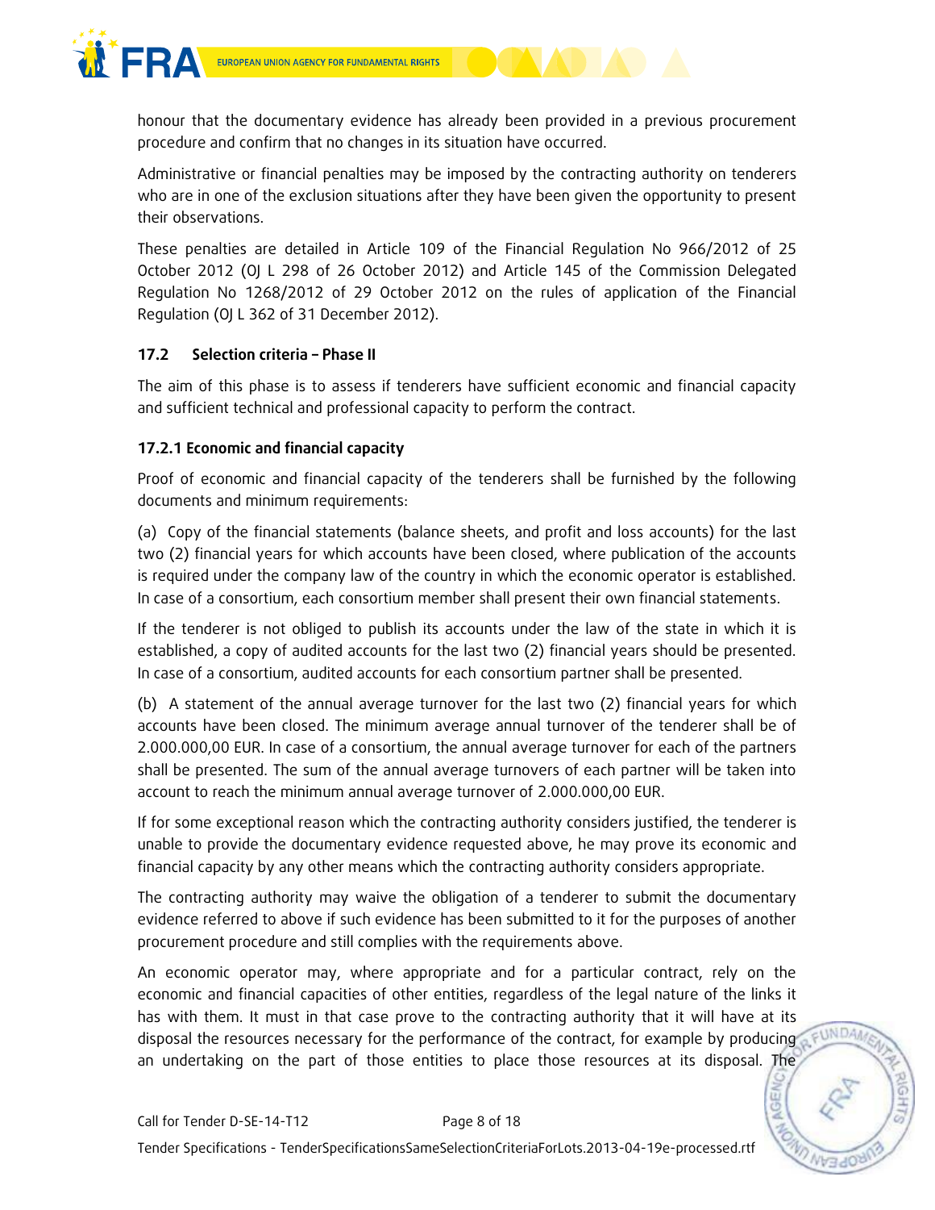honour that the documentary evidence has already been provided in a previous procurement procedure and confirm that no changes in its situation have occurred.

Administrative or financial penalties may be imposed by the contracting authority on tenderers who are in one of the exclusion situations after they have been given the opportunity to present their observations.

These penalties are detailed in Article 109 of the Financial Regulation No 966/2012 of 25 October 2012 (OJ L 298 of 26 October 2012) and Article 145 of the Commission Delegated Regulation No 1268/2012 of 29 October 2012 on the rules of application of the Financial Regulation (OJ L 362 of 31 December 2012).

### 17.2 Selection criteria – Phase II

The aim of this phase is to assess if tenderers have sufficient economic and financial capacity and sufficient technical and professional capacity to perform the contract.

#### 17.2.1 Economic and financial capacity

Proof of economic and financial capacity of the tenderers shall be furnished by the following documents and minimum requirements:

(a) Copy of the financial statements (balance sheets, and profit and loss accounts) for the last two (2) financial years for which accounts have been closed, where publication of the accounts is required under the company law of the country in which the economic operator is established. In case of a consortium, each consortium member shall present their own financial statements.

If the tenderer is not obliged to publish its accounts under the law of the state in which it is established, a copy of audited accounts for the last two (2) financial years should be presented. In case of a consortium, audited accounts for each consortium partner shall be presented.

(b) A statement of the annual average turnover for the last two (2) financial years for which accounts have been closed. The minimum average annual turnover of the tenderer shall be of 2.000.000,00 EUR. In case of a consortium, the annual average turnover for each of the partners shall be presented. The sum of the annual average turnovers of each partner will be taken into account to reach the minimum annual average turnover of 2.000.000,00 EUR.

If for some exceptional reason which the contracting authority considers justified, the tenderer is unable to provide the documentary evidence requested above, he may prove its economic and financial capacity by any other means which the contracting authority considers appropriate.

The contracting authority may waive the obligation of a tenderer to submit the documentary evidence referred to above if such evidence has been submitted to it for the purposes of another procurement procedure and still complies with the requirements above.

An economic operator may, where appropriate and for a particular contract, rely on the economic and financial capacities of other entities, regardless of the legal nature of the links it has with them. It must in that case prove to the contracting authority that it will have at its disposal the resources necessary for the performance of the contract, for example by producing an undertaking on the part of those entities to place those resources at its disposal. The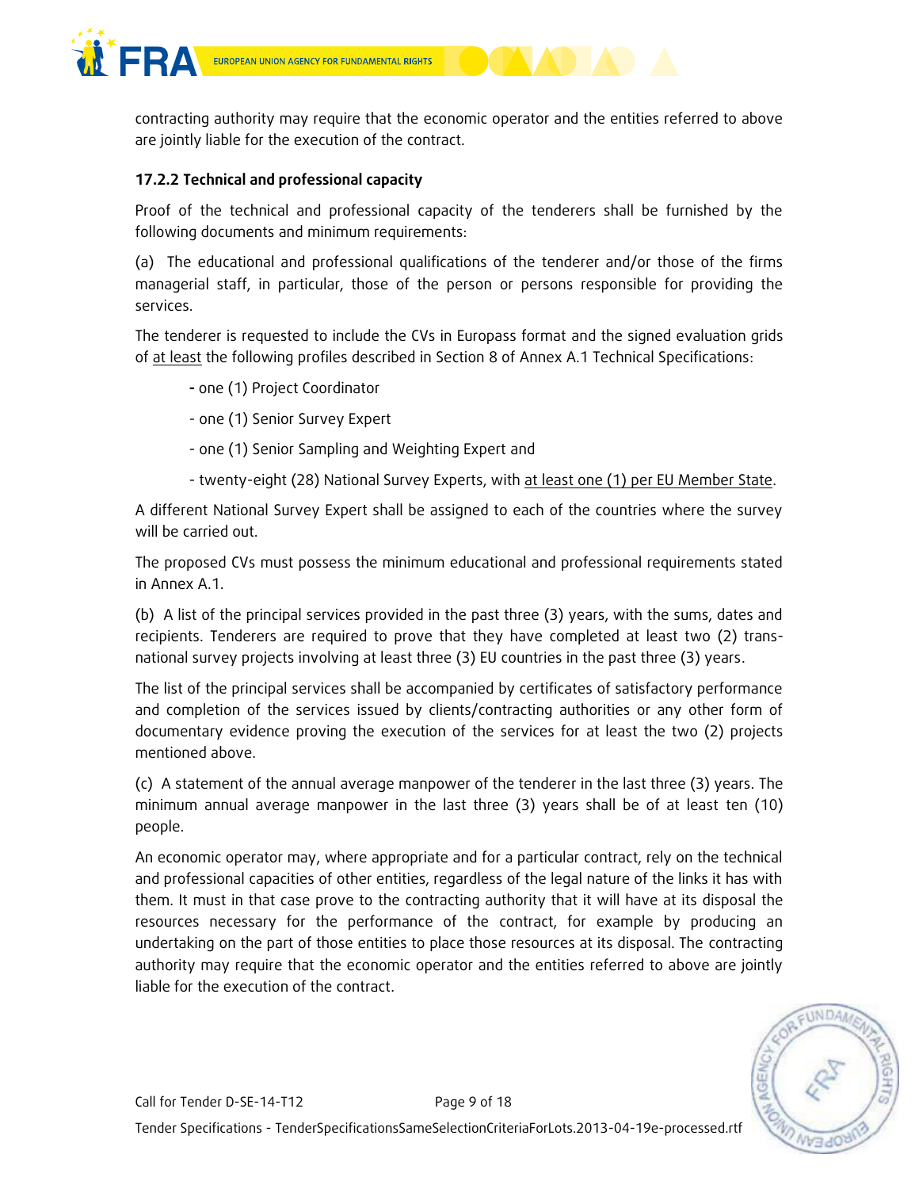contracting authority may require that the economic operator and the entities referred to above are jointly liable for the execution of the contract.

### 17.2.2 Technical and professional capacity

Proof of the technical and professional capacity of the tenderers shall be furnished by the following documents and minimum requirements:

(a) The educational and professional qualifications of the tenderer and/or those of the firms managerial staff, in particular, those of the person or persons responsible for providing the services.

The tenderer is requested to include the CVs in Europass format and the signed evaluation grids of <u>at least</u> the following profiles described in Section 8 of Annex A.1 Technical Specifications:

- one (1) Project Coordinator
- one (1) Senior Survey Expert
- one (1) Senior Sampling and Weighting Expert and
- twenty-eight (28) National Survey Experts, with <u>at least one (1) per EU Member State</u>.

A different National Survey Expert shall be assigned to each of the countries where the survey will be carried out.

The proposed CVs must possess the minimum educational and professional requirements stated in Annex A.1.

(b) A list of the principal services provided in the past three (3) years, with the sums, dates and recipients. Tenderers are required to prove that they have completed at least two (2) trans-national survey projects involving at least three (3) EU countries in the past three (3) years.

The list of the principal services shall be accompanied by certificates of satisfactory performance and completion of the services issued by clients/contracting authorities or any other form of documentary evidence proving the execution of the services for at least the two (2) projects mentioned above.

(c) A statement of the annual average manpower of the tenderer in the last three (3) years. The minimum annual average manpower in the last three (3) years shall be of at least ten (10) people.

An economic operator may, where appropriate and for a particular contract, rely on the technical and professional capacities of other entities, regardless of the legal nature of the links it has with them. It must in that case prove to the contracting authority that it will have at its disposal the resources necessary for the performance of the contract, for example by producing an undertaking on the part of those entities to place those resources at its disposal. The contracting authority may require that the economic operator and the entities referred to above are jointly liable for the execution of the contract.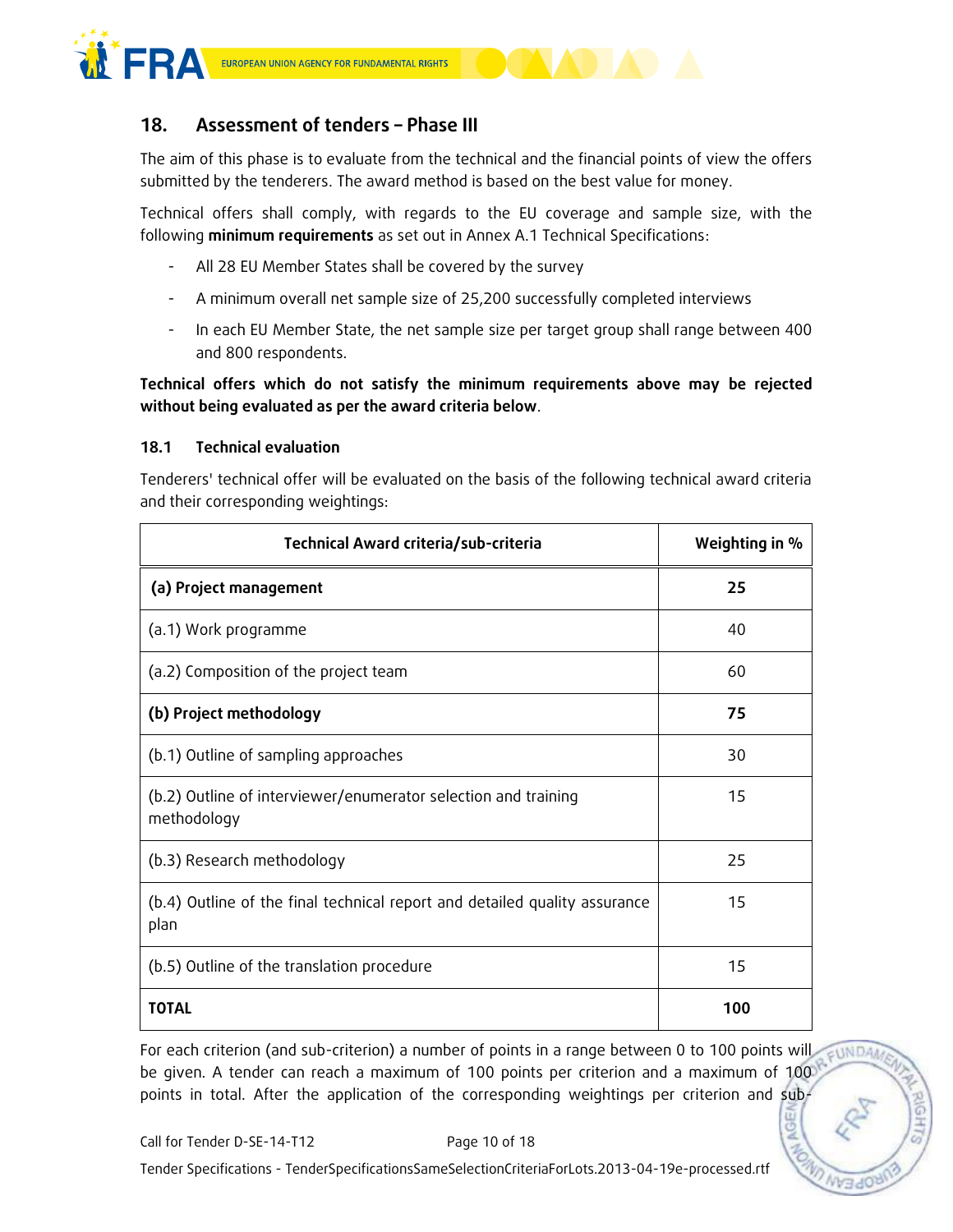## 18. Assessment of tenders – Phase III

The aim of this phase is to evaluate from the technical and the financial points of view the offers submitted by the tenderers. The award method is based on the best value for money.

Technical offers shall comply, with regards to the EU coverage and sample size, with the following **minimum requirements** as set out in Annex A.1 Technical Specifications:

- All 28 EU Member States shall be covered by the survey
- A minimum overall net sample size of 25,200 successfully completed interviews
- In each EU Member State, the net sample size per target group shall range between 400 and 800 respondents.

**Technical offers which do not satisfy the minimum requirements above may be rejected without being evaluated as per the award criteria below**.

### 18.1 Technical evaluation

Tenderers' technical offer will be evaluated on the basis of the following technical award criteria and their corresponding weightings:

| Technical Award criteria/sub-criteria | Weighting in % |
|---|---|
| **(a) Project management** | **25** |
| (a.1) Work programme | 40 |
| (a.2) Composition of the project team | 60 |
| **(b) Project methodology** | **75** |
| (b.1) Outline of sampling approaches | 30 |
| (b.2) Outline of interviewer/enumerator selection and training methodology | 15 |
| (b.3) Research methodology | 25 |
| (b.4) Outline of the final technical report and detailed quality assurance plan | 15 |
| (b.5) Outline of the translation procedure | 15 |
| **TOTAL** | **100** |

For each criterion (and sub-criterion) a number of points in a range between 0 to 100 points will be given. A tender can reach a maximum of 100 points per criterion and a maximum of 100 points in total. After the application of the corresponding weightings per criterion and sub-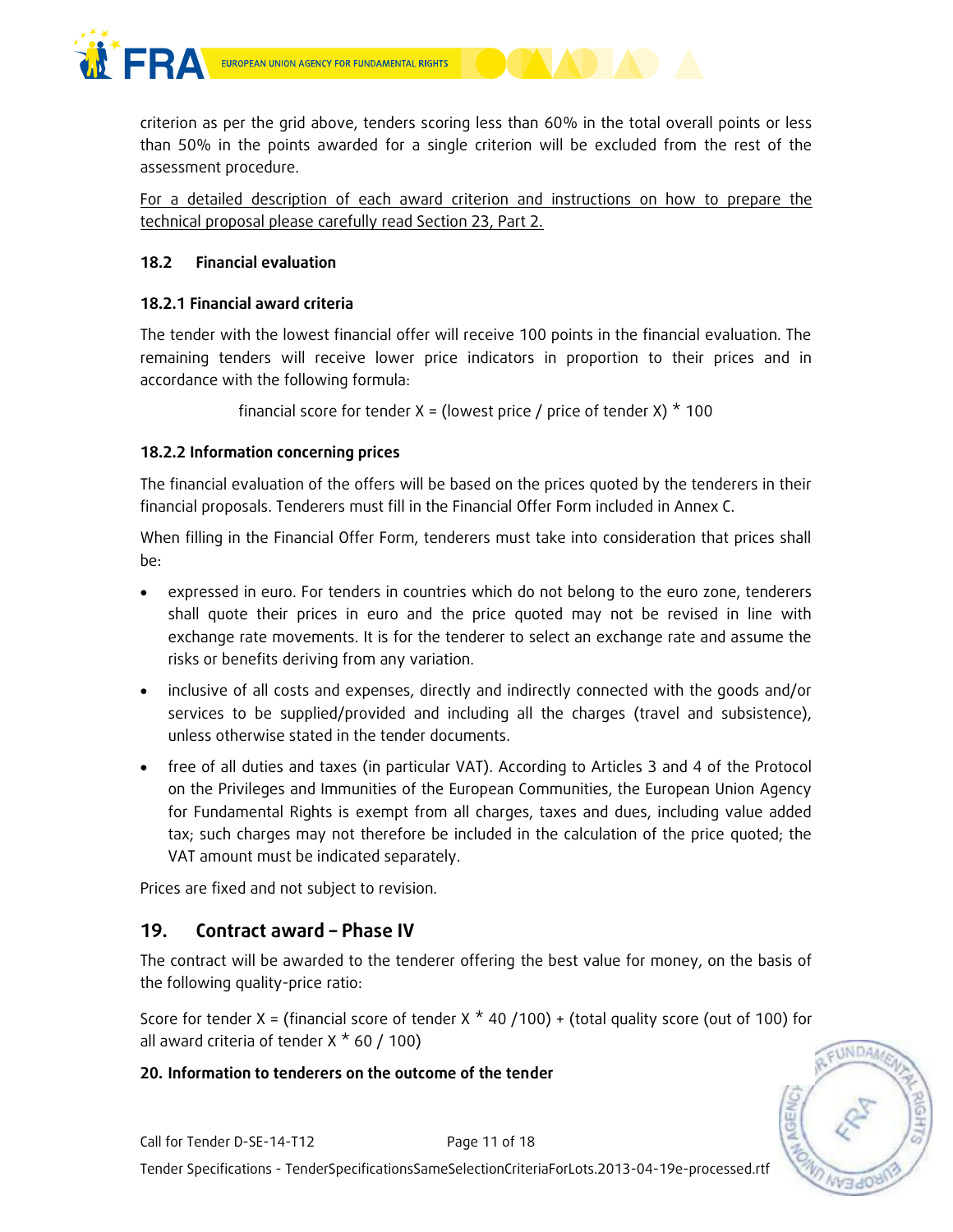criterion as per the grid above, tenders scoring less than 60% in the total overall points or less than 50% in the points awarded for a single criterion will be excluded from the rest of the assessment procedure.

For a detailed description of each award criterion and instructions on how to prepare the technical proposal please carefully read Section 23, Part 2.

### 18.2 Financial evaluation

#### 18.2.1 Financial award criteria

The tender with the lowest financial offer will receive 100 points in the financial evaluation. The remaining tenders will receive lower price indicators in proportion to their prices and in accordance with the following formula:

financial score for tender X = (lowest price / price of tender X) * 100

#### 18.2.2 Information concerning prices

The financial evaluation of the offers will be based on the prices quoted by the tenderers in their financial proposals. Tenderers must fill in the Financial Offer Form included in Annex C.

When filling in the Financial Offer Form, tenderers must take into consideration that prices shall be:

- expressed in euro. For tenders in countries which do not belong to the euro zone, tenderers shall quote their prices in euro and the price quoted may not be revised in line with exchange rate movements. It is for the tenderer to select an exchange rate and assume the risks or benefits deriving from any variation.
- inclusive of all costs and expenses, directly and indirectly connected with the goods and/or services to be supplied/provided and including all the charges (travel and subsistence), unless otherwise stated in the tender documents.
- free of all duties and taxes (in particular VAT). According to Articles 3 and 4 of the Protocol on the Privileges and Immunities of the European Communities, the European Union Agency for Fundamental Rights is exempt from all charges, taxes and dues, including value added tax; such charges may not therefore be included in the calculation of the price quoted; the VAT amount must be indicated separately.

Prices are fixed and not subject to revision.

## 19. Contract award – Phase IV

The contract will be awarded to the tenderer offering the best value for money, on the basis of the following quality-price ratio:

Score for tender X = (financial score of tender X * 40 /100) + (total quality score (out of 100) for all award criteria of tender X * 60 / 100)

### 20. Information to tenderers on the outcome of the tender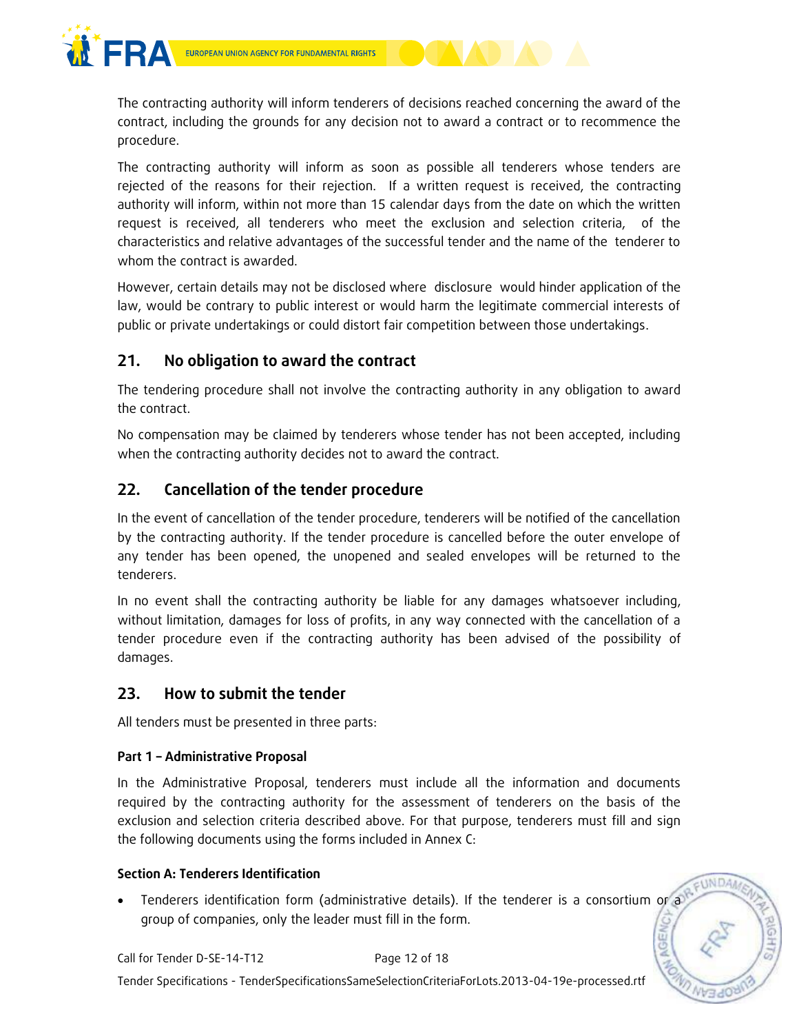The contracting authority will inform tenderers of decisions reached concerning the award of the contract, including the grounds for any decision not to award a contract or to recommence the procedure.

The contracting authority will inform as soon as possible all tenderers whose tenders are rejected of the reasons for their rejection. If a written request is received, the contracting authority will inform, within not more than 15 calendar days from the date on which the written request is received, all tenderers who meet the exclusion and selection criteria, of the characteristics and relative advantages of the successful tender and the name of the tenderer to whom the contract is awarded.

However, certain details may not be disclosed where disclosure would hinder application of the law, would be contrary to public interest or would harm the legitimate commercial interests of public or private undertakings or could distort fair competition between those undertakings.

## 21. No obligation to award the contract

The tendering procedure shall not involve the contracting authority in any obligation to award the contract.

No compensation may be claimed by tenderers whose tender has not been accepted, including when the contracting authority decides not to award the contract.

## 22. Cancellation of the tender procedure

In the event of cancellation of the tender procedure, tenderers will be notified of the cancellation by the contracting authority. If the tender procedure is cancelled before the outer envelope of any tender has been opened, the unopened and sealed envelopes will be returned to the tenderers.

In no event shall the contracting authority be liable for any damages whatsoever including, without limitation, damages for loss of profits, in any way connected with the cancellation of a tender procedure even if the contracting authority has been advised of the possibility of damages.

## 23. How to submit the tender

All tenders must be presented in three parts:

**Part 1 – Administrative Proposal**

In the Administrative Proposal, tenderers must include all the information and documents required by the contracting authority for the assessment of tenderers on the basis of the exclusion and selection criteria described above. For that purpose, tenderers must fill and sign the following documents using the forms included in Annex C:

**Section A: Tenderers Identification**

- Tenderers identification form (administrative details). If the tenderer is a consortium or a group of companies, only the leader must fill in the form.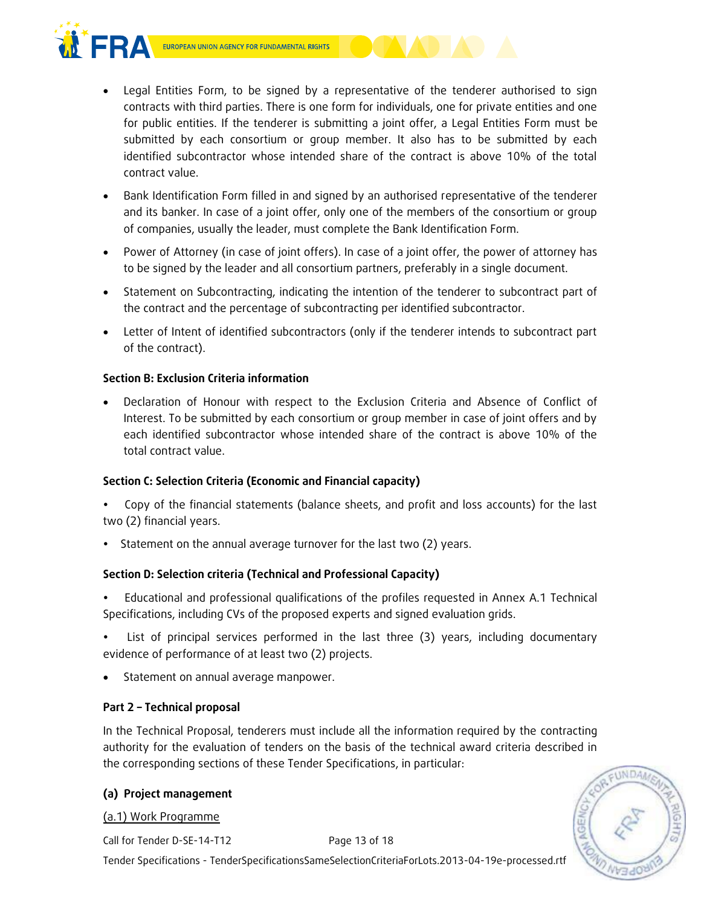- Legal Entities Form, to be signed by a representative of the tenderer authorised to sign contracts with third parties. There is one form for individuals, one for private entities and one for public entities. If the tenderer is submitting a joint offer, a Legal Entities Form must be submitted by each consortium or group member. It also has to be submitted by each identified subcontractor whose intended share of the contract is above 10% of the total contract value.
- Bank Identification Form filled in and signed by an authorised representative of the tenderer and its banker. In case of a joint offer, only one of the members of the consortium or group of companies, usually the leader, must complete the Bank Identification Form.
- Power of Attorney (in case of joint offers). In case of a joint offer, the power of attorney has to be signed by the leader and all consortium partners, preferably in a single document.
- Statement on Subcontracting, indicating the intention of the tenderer to subcontract part of the contract and the percentage of subcontracting per identified subcontractor.
- Letter of Intent of identified subcontractors (only if the tenderer intends to subcontract part of the contract).

**Section B: Exclusion Criteria information**

- Declaration of Honour with respect to the Exclusion Criteria and Absence of Conflict of Interest. To be submitted by each consortium or group member in case of joint offers and by each identified subcontractor whose intended share of the contract is above 10% of the total contract value.

**Section C: Selection Criteria (Economic and Financial capacity)**

- Copy of the financial statements (balance sheets, and profit and loss accounts) for the last two (2) financial years.
- Statement on the annual average turnover for the last two (2) years.

**Section D: Selection criteria (Technical and Professional Capacity)**

- Educational and professional qualifications of the profiles requested in Annex A.1 Technical Specifications, including CVs of the proposed experts and signed evaluation grids.
- List of principal services performed in the last three (3) years, including documentary evidence of performance of at least two (2) projects.
- Statement on annual average manpower.

**Part 2 – Technical proposal**

In the Technical Proposal, tenderers must include all the information required by the contracting authority for the evaluation of tenders on the basis of the technical award criteria described in the corresponding sections of these Tender Specifications, in particular:

**(a) Project management**

(a.1) Work Programme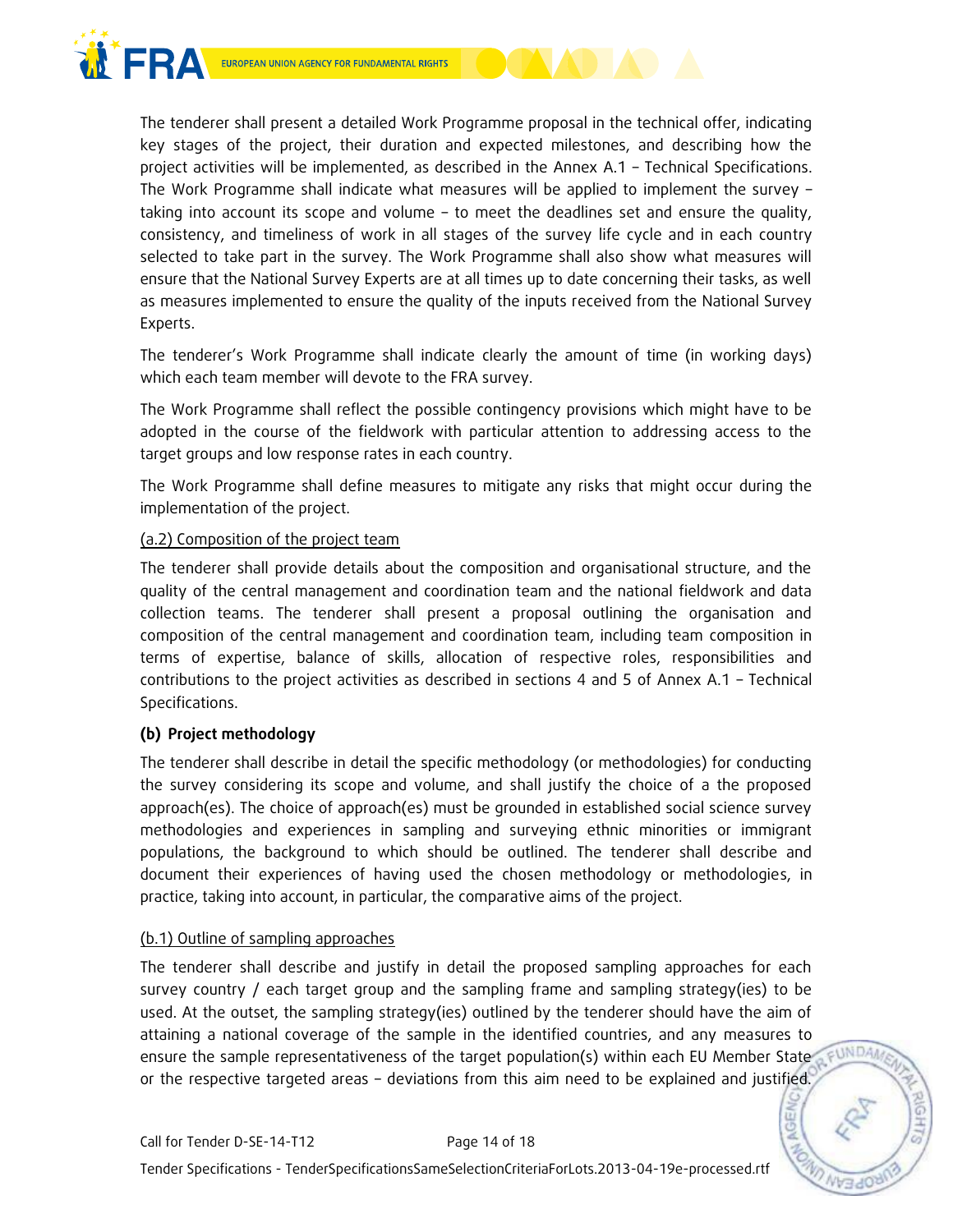The tenderer shall present a detailed Work Programme proposal in the technical offer, indicating key stages of the project, their duration and expected milestones, and describing how the project activities will be implemented, as described in the Annex A.1 – Technical Specifications. The Work Programme shall indicate what measures will be applied to implement the survey – taking into account its scope and volume – to meet the deadlines set and ensure the quality, consistency, and timeliness of work in all stages of the survey life cycle and in each country selected to take part in the survey. The Work Programme shall also show what measures will ensure that the National Survey Experts are at all times up to date concerning their tasks, as well as measures implemented to ensure the quality of the inputs received from the National Survey Experts.

The tenderer's Work Programme shall indicate clearly the amount of time (in working days) which each team member will devote to the FRA survey.

The Work Programme shall reflect the possible contingency provisions which might have to be adopted in the course of the fieldwork with particular attention to addressing access to the target groups and low response rates in each country.

The Work Programme shall define measures to mitigate any risks that might occur during the implementation of the project.

(a.2) Composition of the project team

The tenderer shall provide details about the composition and organisational structure, and the quality of the central management and coordination team and the national fieldwork and data collection teams. The tenderer shall present a proposal outlining the organisation and composition of the central management and coordination team, including team composition in terms of expertise, balance of skills, allocation of respective roles, responsibilities and contributions to the project activities as described in sections 4 and 5 of Annex A.1 – Technical Specifications.

**(b) Project methodology**

The tenderer shall describe in detail the specific methodology (or methodologies) for conducting the survey considering its scope and volume, and shall justify the choice of a the proposed approach(es). The choice of approach(es) must be grounded in established social science survey methodologies and experiences in sampling and surveying ethnic minorities or immigrant populations, the background to which should be outlined. The tenderer shall describe and document their experiences of having used the chosen methodology or methodologies, in practice, taking into account, in particular, the comparative aims of the project.

(b.1) Outline of sampling approaches

The tenderer shall describe and justify in detail the proposed sampling approaches for each survey country / each target group and the sampling frame and sampling strategy(ies) to be used. At the outset, the sampling strategy(ies) outlined by the tenderer should have the aim of attaining a national coverage of the sample in the identified countries, and any measures to ensure the sample representativeness of the target population(s) within each EU Member State or the respective targeted areas – deviations from this aim need to be explained and justified.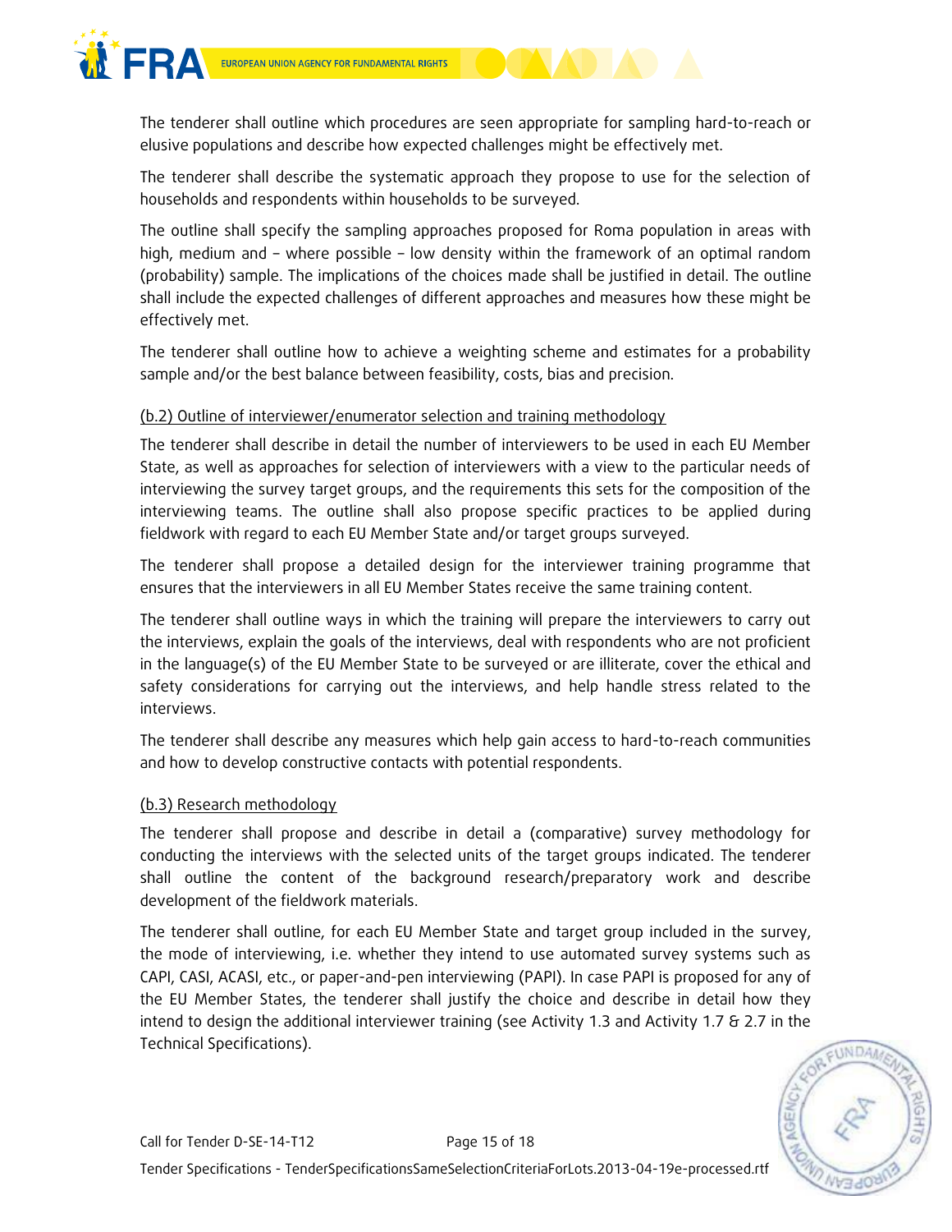The tenderer shall outline which procedures are seen appropriate for sampling hard-to-reach or elusive populations and describe how expected challenges might be effectively met.

The tenderer shall describe the systematic approach they propose to use for the selection of households and respondents within households to be surveyed.

The outline shall specify the sampling approaches proposed for Roma population in areas with high, medium and – where possible – low density within the framework of an optimal random (probability) sample. The implications of the choices made shall be justified in detail. The outline shall include the expected challenges of different approaches and measures how these might be effectively met.

The tenderer shall outline how to achieve a weighting scheme and estimates for a probability sample and/or the best balance between feasibility, costs, bias and precision.

<u>(b.2) Outline of interviewer/enumerator selection and training methodology</u>

The tenderer shall describe in detail the number of interviewers to be used in each EU Member State, as well as approaches for selection of interviewers with a view to the particular needs of interviewing the survey target groups, and the requirements this sets for the composition of the interviewing teams. The outline shall also propose specific practices to be applied during fieldwork with regard to each EU Member State and/or target groups surveyed.

The tenderer shall propose a detailed design for the interviewer training programme that ensures that the interviewers in all EU Member States receive the same training content.

The tenderer shall outline ways in which the training will prepare the interviewers to carry out the interviews, explain the goals of the interviews, deal with respondents who are not proficient in the language(s) of the EU Member State to be surveyed or are illiterate, cover the ethical and safety considerations for carrying out the interviews, and help handle stress related to the interviews.

The tenderer shall describe any measures which help gain access to hard-to-reach communities and how to develop constructive contacts with potential respondents.

<u>(b.3) Research methodology</u>

The tenderer shall propose and describe in detail a (comparative) survey methodology for conducting the interviews with the selected units of the target groups indicated. The tenderer shall outline the content of the background research/preparatory work and describe development of the fieldwork materials.

The tenderer shall outline, for each EU Member State and target group included in the survey, the mode of interviewing, i.e. whether they intend to use automated survey systems such as CAPI, CASI, ACASI, etc., or paper-and-pen interviewing (PAPI). In case PAPI is proposed for any of the EU Member States, the tenderer shall justify the choice and describe in detail how they intend to design the additional interviewer training (see Activity 1.3 and Activity 1.7 & 2.7 in the Technical Specifications).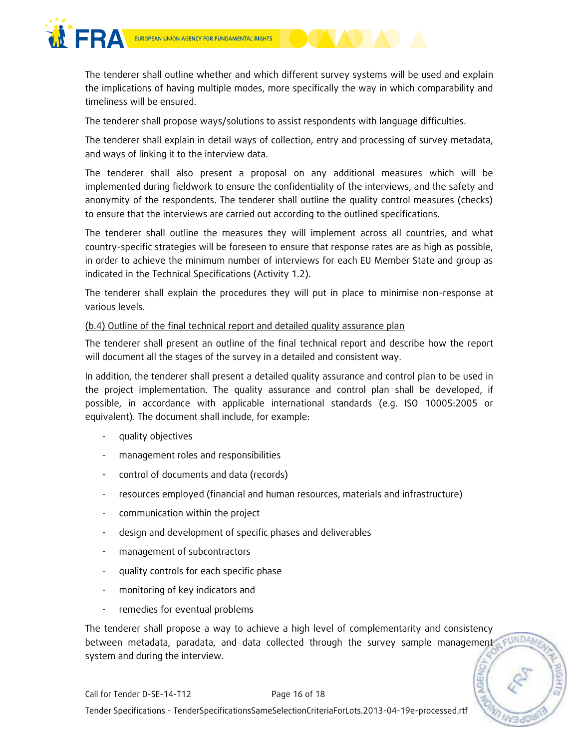The tenderer shall outline whether and which different survey systems will be used and explain the implications of having multiple modes, more specifically the way in which comparability and timeliness will be ensured.

The tenderer shall propose ways/solutions to assist respondents with language difficulties.

The tenderer shall explain in detail ways of collection, entry and processing of survey metadata, and ways of linking it to the interview data.

The tenderer shall also present a proposal on any additional measures which will be implemented during fieldwork to ensure the confidentiality of the interviews, and the safety and anonymity of the respondents. The tenderer shall outline the quality control measures (checks) to ensure that the interviews are carried out according to the outlined specifications.

The tenderer shall outline the measures they will implement across all countries, and what country-specific strategies will be foreseen to ensure that response rates are as high as possible, in order to achieve the minimum number of interviews for each EU Member State and group as indicated in the Technical Specifications (Activity 1.2).

The tenderer shall explain the procedures they will put in place to minimise non-response at various levels.

(b.4) Outline of the final technical report and detailed quality assurance plan

The tenderer shall present an outline of the final technical report and describe how the report will document all the stages of the survey in a detailed and consistent way.

In addition, the tenderer shall present a detailed quality assurance and control plan to be used in the project implementation. The quality assurance and control plan shall be developed, if possible, in accordance with applicable international standards (e.g. ISO 10005:2005 or equivalent). The document shall include, for example:

- quality objectives
- management roles and responsibilities
- control of documents and data (records)
- resources employed (financial and human resources, materials and infrastructure)
- communication within the project
- design and development of specific phases and deliverables
- management of subcontractors
- quality controls for each specific phase
- monitoring of key indicators and
- remedies for eventual problems

The tenderer shall propose a way to achieve a high level of complementarity and consistency between metadata, paradata, and data collected through the survey sample management system and during the interview.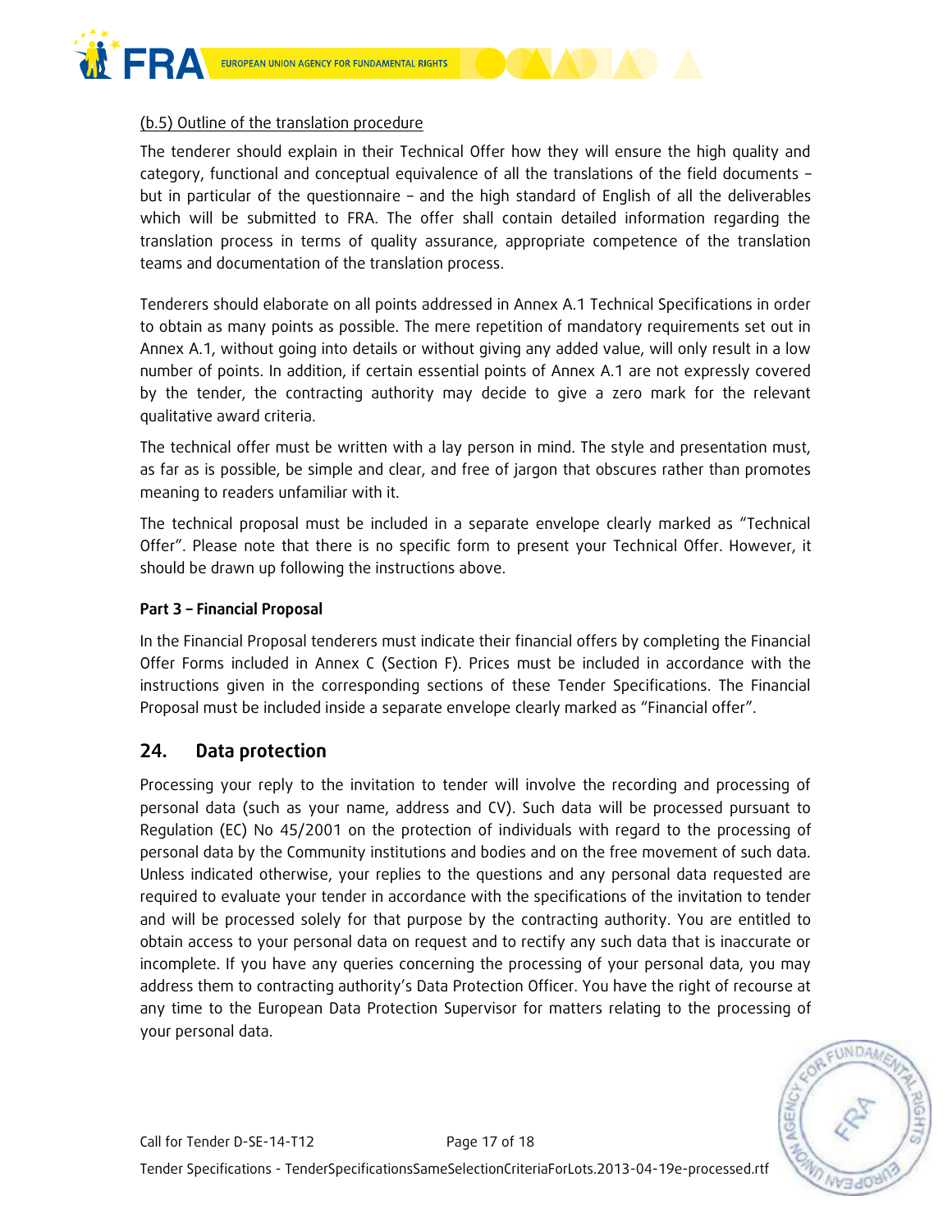(b.5) Outline of the translation procedure

The tenderer should explain in their Technical Offer how they will ensure the high quality and category, functional and conceptual equivalence of all the translations of the field documents – but in particular of the questionnaire – and the high standard of English of all the deliverables which will be submitted to FRA. The offer shall contain detailed information regarding the translation process in terms of quality assurance, appropriate competence of the translation teams and documentation of the translation process.

Tenderers should elaborate on all points addressed in Annex A.1 Technical Specifications in order to obtain as many points as possible. The mere repetition of mandatory requirements set out in Annex A.1, without going into details or without giving any added value, will only result in a low number of points. In addition, if certain essential points of Annex A.1 are not expressly covered by the tender, the contracting authority may decide to give a zero mark for the relevant qualitative award criteria.

The technical offer must be written with a lay person in mind. The style and presentation must, as far as is possible, be simple and clear, and free of jargon that obscures rather than promotes meaning to readers unfamiliar with it.

The technical proposal must be included in a separate envelope clearly marked as "Technical Offer". Please note that there is no specific form to present your Technical Offer. However, it should be drawn up following the instructions above.

**Part 3 – Financial Proposal**

In the Financial Proposal tenderers must indicate their financial offers by completing the Financial Offer Forms included in Annex C (Section F). Prices must be included in accordance with the instructions given in the corresponding sections of these Tender Specifications. The Financial Proposal must be included inside a separate envelope clearly marked as "Financial offer".

## 24. Data protection

Processing your reply to the invitation to tender will involve the recording and processing of personal data (such as your name, address and CV). Such data will be processed pursuant to Regulation (EC) No 45/2001 on the protection of individuals with regard to the processing of personal data by the Community institutions and bodies and on the free movement of such data. Unless indicated otherwise, your replies to the questions and any personal data requested are required to evaluate your tender in accordance with the specifications of the invitation to tender and will be processed solely for that purpose by the contracting authority. You are entitled to obtain access to your personal data on request and to rectify any such data that is inaccurate or incomplete. If you have any queries concerning the processing of your personal data, you may address them to contracting authority's Data Protection Officer. You have the right of recourse at any time to the European Data Protection Supervisor for matters relating to the processing of your personal data.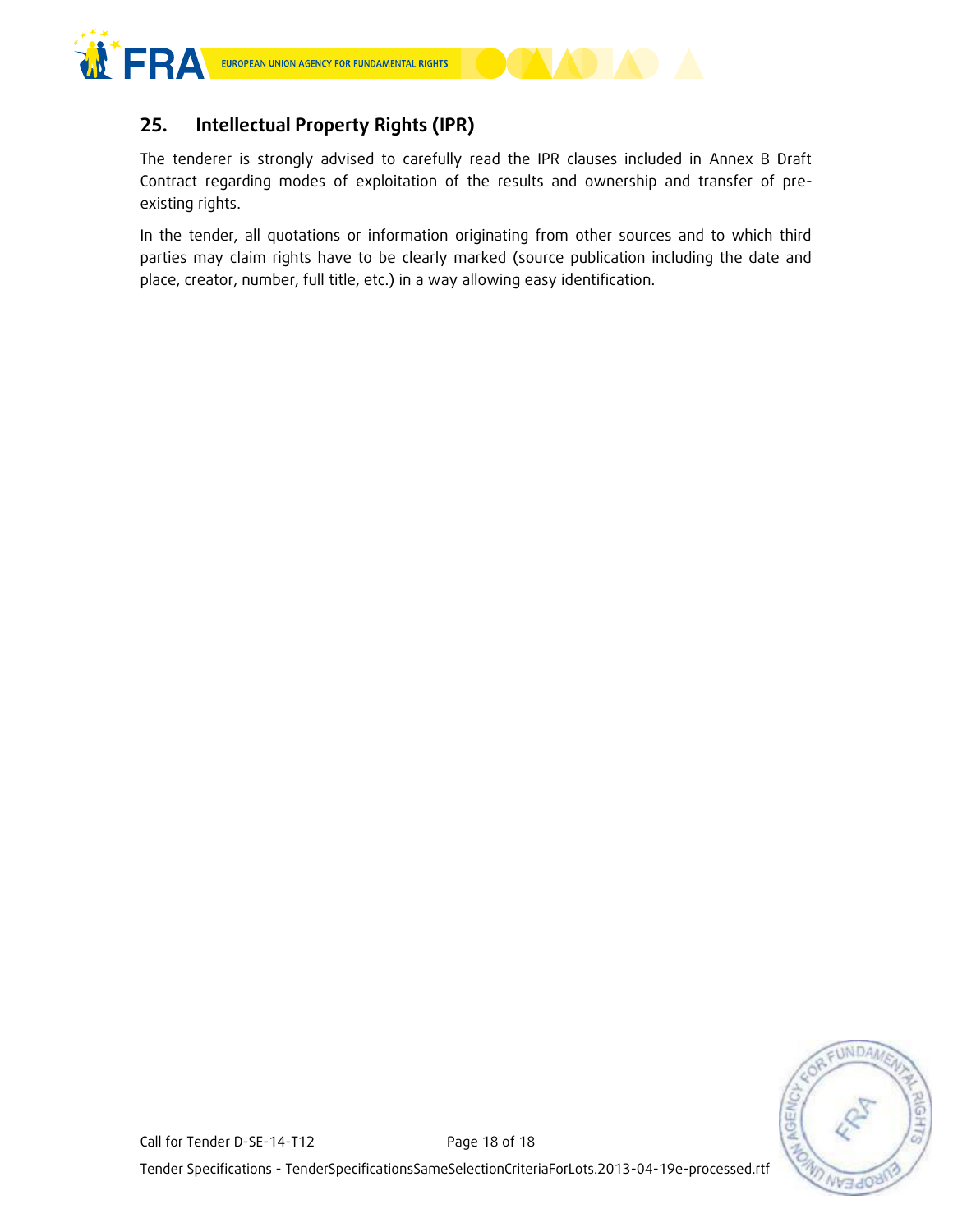## 25. Intellectual Property Rights (IPR)

The tenderer is strongly advised to carefully read the IPR clauses included in Annex B Draft Contract regarding modes of exploitation of the results and ownership and transfer of pre-existing rights.

In the tender, all quotations or information originating from other sources and to which third parties may claim rights have to be clearly marked (source publication including the date and place, creator, number, full title, etc.) in a way allowing easy identification.